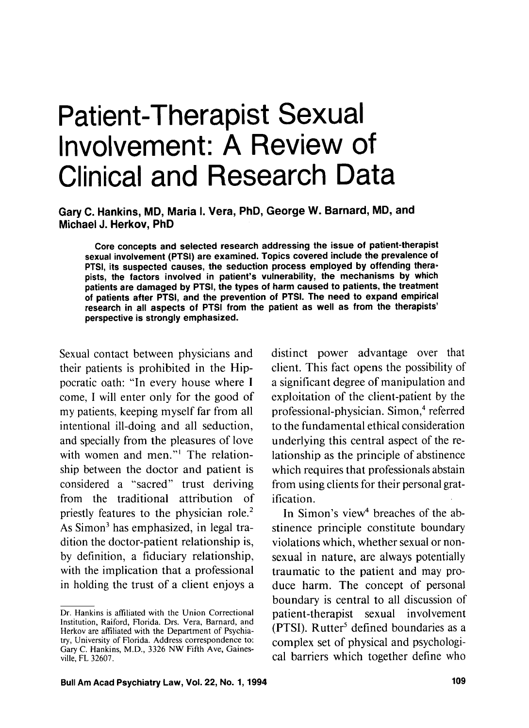# Patient-Therapist Sexual Involvement: A Review of Clinical and Research Data

**Gary C. Hankins, MD, Maria I. Vera, PhD, George W. Barnard, MD, and Michael J. Herkov, PhD**

**Core concepts and selected research addressing the issue of patient-therapist sexual involvement (PTSI) are examined. Topics covered include the prevalence of PTSI, its suspected causes, the seduction process employed by offending therapists, the factors involved in patient's vulnerability, the mechanisms by which patients are damaged by PTSI, the types of harm caused to patients, the treatment of patients after PTSI, and the prevention of PTSI. The need to expand empirical research in all aspects of PTSI from the patient as well as from the therapists' perspective is strongly emphasized.**

Sexual contact between physicians and their patients is prohibited in the Hippocratic oath: "In every house where I come, I will enter only for the good of my patients, keeping myself far from all intentional ill-doing and all seduction, and specially from the pleasures of love with women and men."[1] The relationship between the doctor and patient is considered a "sacred" trust deriving from the traditional attribution of priestly features to the physician role.[2] As Simon[3] has emphasized, in legal tradition the doctor-patient relationship is, by definition, a fiduciary relationship, with the implication that a professional in holding the trust of a client enjoys a distinct power advantage over that client. This fact opens the possibility of a significant degree of manipulation and exploitation of the client-patient by the professional-physician. Simon,[4] referred to the fundamental ethical consideration underlying this central aspect of the relationship as the principle of abstinence which requires that professionals abstain from using clients for their personal gratification.

In Simon's view[4] breaches of the abstinence principle constitute boundary violations which, whether sexual or nonsexual in nature, are always potentially traumatic to the patient and may produce harm. The concept of personal boundary is central to all discussion of patient-therapist sexual involvement (PTSI). Rutter[5] defined boundaries as a complex set of physical and psychological barriers which together define who

Dr. Hankins is affiliated with the Union Correctional Institution, Raiford, Florida. Drs. Vera, Barnard, and Herkov are affiliated with the Department of Psychiatry, University of Florida. Address correspondence to: Gary C. Hankins, M.D., 3326 NW Fifth Ave, Gainesville, FL 32607.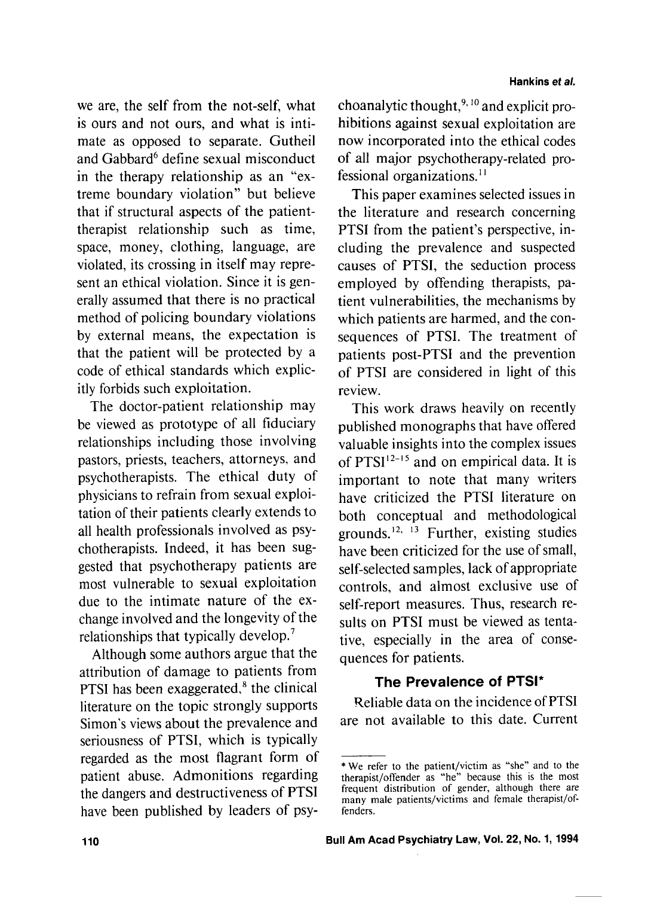we are, the self from the not-self, what is ours and not ours, and what is intimate as opposed to separate. Gutheil and Gabbard[6] define sexual misconduct in the therapy relationship as an "extreme boundary violation" but believe that if structural aspects of the patient-therapist relationship such as time, space, money, clothing, language, are violated, its crossing in itself may represent an ethical violation. Since it is generally assumed that there is no practical method of policing boundary violations by external means, the expectation is that the patient will be protected by a code of ethical standards which explicitly forbids such exploitation.

The doctor-patient relationship may be viewed as prototype of all fiduciary relationships including those involving pastors, priests, teachers, attorneys, and psychotherapists. The ethical duty of physicians to refrain from sexual exploitation of their patients clearly extends to all health professionals involved as psychotherapists. Indeed, it has been suggested that psychotherapy patients are most vulnerable to sexual exploitation due to the intimate nature of the exchange involved and the longevity of the relationships that typically develop.[7]

Although some authors argue that the attribution of damage to patients from PTSI has been exaggerated,[8] the clinical literature on the topic strongly supports Simon's views about the prevalence and seriousness of PTSI, which is typically regarded as the most flagrant form of patient abuse. Admonitions regarding the dangers and destructiveness of PTSI have been published by leaders of psychoanalytic thought,[9,10] and explicit prohibitions against sexual exploitation are now incorporated into the ethical codes of all major psychotherapy-related professional organizations.[11]

This paper examines selected issues in the literature and research concerning PTSI from the patient's perspective, including the prevalence and suspected causes of PTSI, the seduction process employed by offending therapists, patient vulnerabilities, the mechanisms by which patients are harmed, and the consequences of PTSI. The treatment of patients post-PTSI and the prevention of PTSI are considered in light of this review.

This work draws heavily on recently published monographs that have offered valuable insights into the complex issues of PTSI[12-15] and on empirical data. It is important to note that many writers have criticized the PTSI literature on both conceptual and methodological grounds.[12,13] Further, existing studies have been criticized for the use of small, self-selected samples, lack of appropriate controls, and almost exclusive use of self-report measures. Thus, research results on PTSI must be viewed as tentative, especially in the area of consequences for patients.

## The Prevalence of PTSI*

Reliable data on the incidence of PTSI are not available to this date. Current

* We refer to the patient/victim as "she" and to the therapist/offender as "he" because this is the most frequent distribution of gender, although there are many male patients/victims and female therapist/offenders.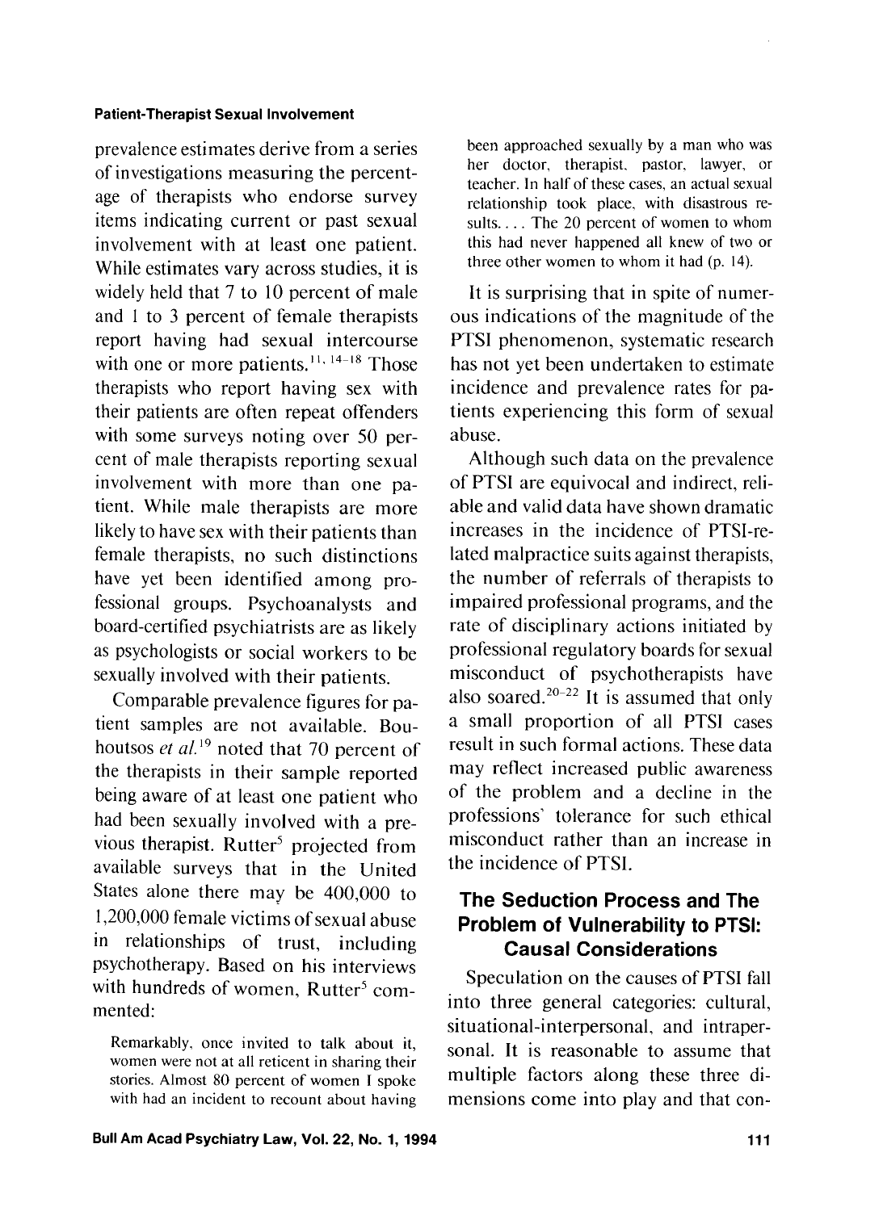prevalence estimates derive from a series of investigations measuring the percentage of therapists who endorse survey items indicating current or past sexual involvement with at least one patient. While estimates vary across studies, it is widely held that 7 to 10 percent of male and 1 to 3 percent of female therapists report having had sexual intercourse with one or more patients.[11, 14–18] Those therapists who report having sex with their patients are often repeat offenders with some surveys noting over 50 percent of male therapists reporting sexual involvement with more than one patient. While male therapists are more likely to have sex with their patients than female therapists, no such distinctions have yet been identified among professional groups. Psychoanalysts and board-certified psychiatrists are as likely as psychologists or social workers to be sexually involved with their patients.

Comparable prevalence figures for patient samples are not available. Bouhoutsos *et al.*[19] noted that 70 percent of the therapists in their sample reported being aware of at least one patient who had been sexually involved with a previous therapist. Rutter[5] projected from available surveys that in the United States alone there may be 400,000 to 1,200,000 female victims of sexual abuse in relationships of trust, including psychotherapy. Based on his interviews with hundreds of women, Rutter[5] commented:

> Remarkably, once invited to talk about it, women were not at all reticent in sharing their stories. Almost 80 percent of women I spoke with had an incident to recount about having been approached sexually by a man who was her doctor, therapist, pastor, lawyer, or teacher. In half of these cases, an actual sexual relationship took place, with disastrous results. . . . The 20 percent of women to whom this had never happened all knew of two or three other women to whom it had (p. 14).

It is surprising that in spite of numerous indications of the magnitude of the PTSI phenomenon, systematic research has not yet been undertaken to estimate incidence and prevalence rates for patients experiencing this form of sexual abuse.

Although such data on the prevalence of PTSI are equivocal and indirect, reliable and valid data have shown dramatic increases in the incidence of PTSI-related malpractice suits against therapists, the number of referrals of therapists to impaired professional programs, and the rate of disciplinary actions initiated by professional regulatory boards for sexual misconduct of psychotherapists have also soared.[20–22] It is assumed that only a small proportion of all PTSI cases result in such formal actions. These data may reflect increased public awareness of the problem and a decline in the professions' tolerance for such ethical misconduct rather than an increase in the incidence of PTSI.

## The Seduction Process and The Problem of Vulnerability to PTSI: Causal Considerations

Speculation on the causes of PTSI fall into three general categories: cultural, situational-interpersonal, and intrapersonal. It is reasonable to assume that multiple factors along these three dimensions come into play and that con-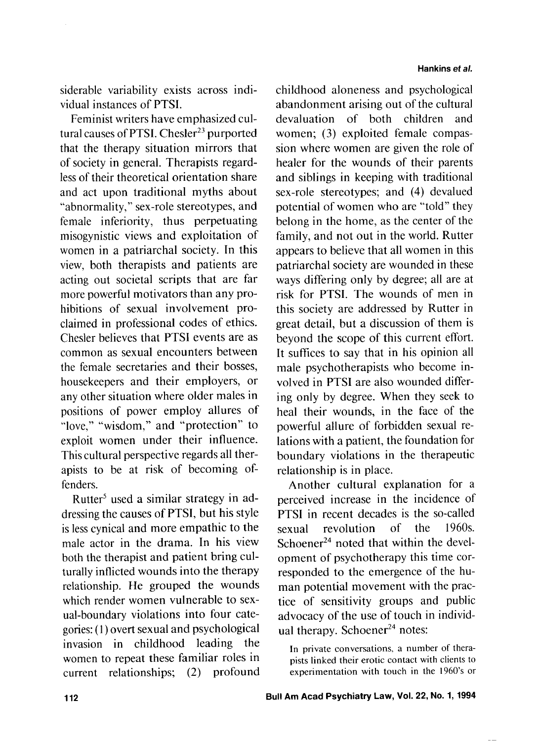siderable variability exists across individual instances of PTSI.

Feminist writers have emphasized cultural causes of PTSI. Chesler[23] purported that the therapy situation mirrors that of society in general. Therapists regardless of their theoretical orientation share and act upon traditional myths about "abnormality," sex-role stereotypes, and female inferiority, thus perpetuating misogynistic views and exploitation of women in a patriarchal society. In this view, both therapists and patients are acting out societal scripts that are far more powerful motivators than any prohibitions of sexual involvement proclaimed in professional codes of ethics. Chesler believes that PTSI events are as common as sexual encounters between the female secretaries and their bosses, housekeepers and their employers, or any other situation where older males in positions of power employ allures of "love," "wisdom," and "protection" to exploit women under their influence. This cultural perspective regards all therapists to be at risk of becoming offenders.

Rutter[5] used a similar strategy in addressing the causes of PTSI, but his style is less cynical and more empathic to the male actor in the drama. In his view both the therapist and patient bring culturally inflicted wounds into the therapy relationship. He grouped the wounds which render women vulnerable to sexual-boundary violations into four categories: (1) overt sexual and psychological invasion in childhood leading the women to repeat these familiar roles in current relationships; (2) profound childhood aloneness and psychological abandonment arising out of the cultural devaluation of both children and women; (3) exploited female compassion where women are given the role of healer for the wounds of their parents and siblings in keeping with traditional sex-role stereotypes; and (4) devalued potential of women who are "told" they belong in the home, as the center of the family, and not out in the world. Rutter appears to believe that all women in this patriarchal society are wounded in these ways differing only by degree; all are at risk for PTSI. The wounds of men in this society are addressed by Rutter in great detail, but a discussion of them is beyond the scope of this current effort. It suffices to say that in his opinion all male psychotherapists who become involved in PTSI are also wounded differing only by degree. When they seek to heal their wounds, in the face of the powerful allure of forbidden sexual relations with a patient, the foundation for boundary violations in the therapeutic relationship is in place.

Another cultural explanation for a perceived increase in the incidence of PTSI in recent decades is the so-called sexual revolution of the 1960s. Schoener[24] noted that within the development of psychotherapy this time corresponded to the emergence of the human potential movement with the practice of sensitivity groups and public advocacy of the use of touch in individual therapy. Schoener[24] notes:

> In private conversations, a number of therapists linked their erotic contact with clients to experimentation with touch in the 1960's or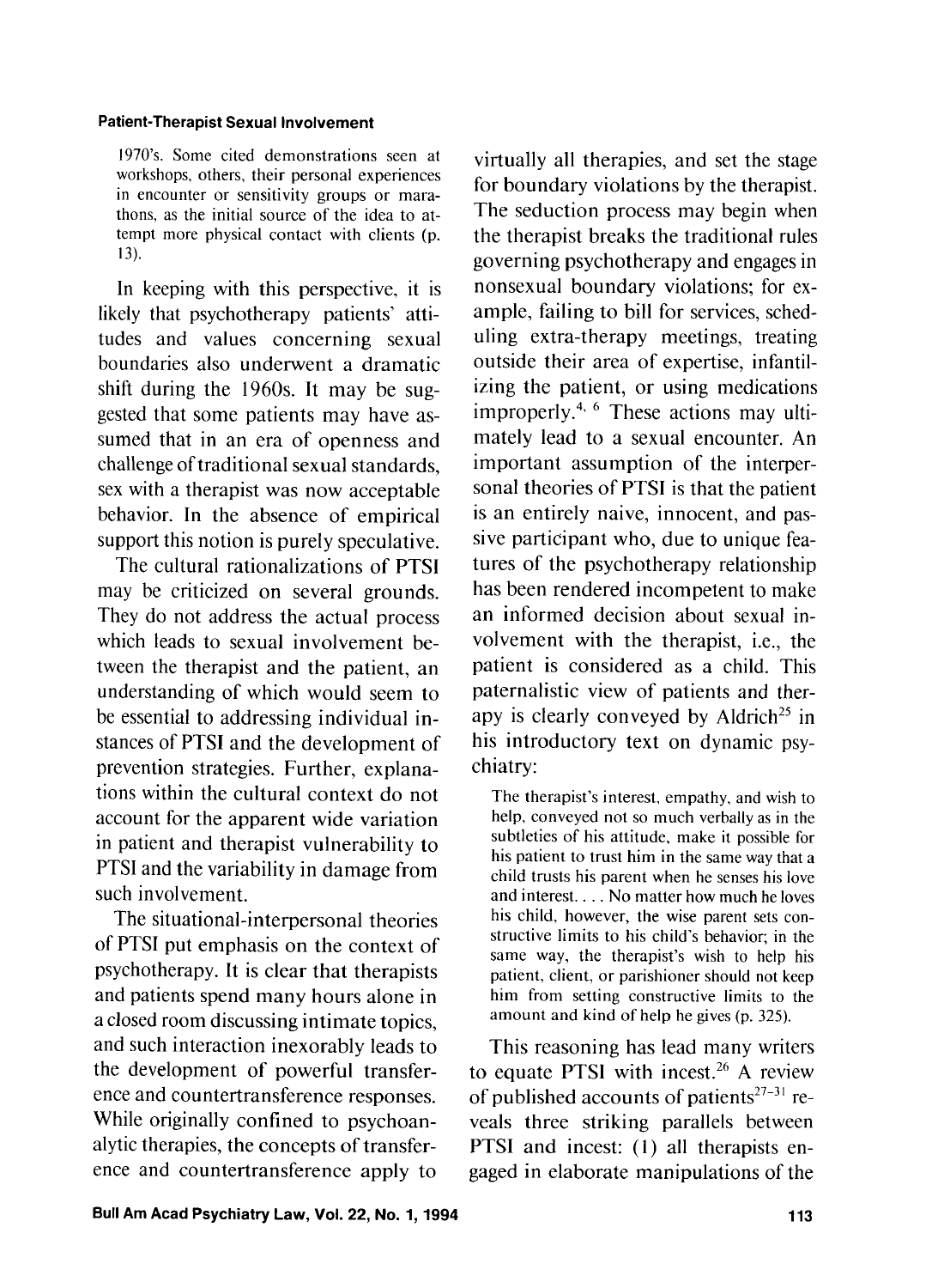> 1970's. Some cited demonstrations seen at workshops, others, their personal experiences in encounter or sensitivity groups or marathons, as the initial source of the idea to attempt more physical contact with clients (p. 13).

In keeping with this perspective, it is likely that psychotherapy patients' attitudes and values concerning sexual boundaries also underwent a dramatic shift during the 1960s. It may be suggested that some patients may have assumed that in an era of openness and challenge of traditional sexual standards, sex with a therapist was now acceptable behavior. In the absence of empirical support this notion is purely speculative.

The cultural rationalizations of PTSI may be criticized on several grounds. They do not address the actual process which leads to sexual involvement between the therapist and the patient, an understanding of which would seem to be essential to addressing individual instances of PTSI and the development of prevention strategies. Further, explanations within the cultural context do not account for the apparent wide variation in patient and therapist vulnerability to PTSI and the variability in damage from such involvement.

The situational-interpersonal theories of PTSI put emphasis on the context of psychotherapy. It is clear that therapists and patients spend many hours alone in a closed room discussing intimate topics, and such interaction inexorably leads to the development of powerful transference and countertransference responses. While originally confined to psychoanalytic therapies, the concepts of transference and countertransference apply to virtually all therapies, and set the stage for boundary violations by the therapist. The seduction process may begin when the therapist breaks the traditional rules governing psychotherapy and engages in nonsexual boundary violations; for example, failing to bill for services, scheduling extra-therapy meetings, treating outside their area of expertise, infantilizing the patient, or using medications improperly.[4, 6] These actions may ultimately lead to a sexual encounter. An important assumption of the interpersonal theories of PTSI is that the patient is an entirely naive, innocent, and passive participant who, due to unique features of the psychotherapy relationship has been rendered incompetent to make an informed decision about sexual involvement with the therapist, i.e., the patient is considered as a child. This paternalistic view of patients and therapy is clearly conveyed by Aldrich[25] in his introductory text on dynamic psychiatry:

> The therapist's interest, empathy, and wish to help, conveyed not so much verbally as in the subtleties of his attitude, make it possible for his patient to trust him in the same way that a child trusts his parent when he senses his love and interest. . . . No matter how much he loves his child, however, the wise parent sets constructive limits to his child's behavior; in the same way, the therapist's wish to help his patient, client, or parishioner should not keep him from setting constructive limits to the amount and kind of help he gives (p. 325).

This reasoning has lead many writers to equate PTSI with incest.[26] A review of published accounts of patients[27–31] reveals three striking parallels between PTSI and incest: (1) all therapists engaged in elaborate manipulations of the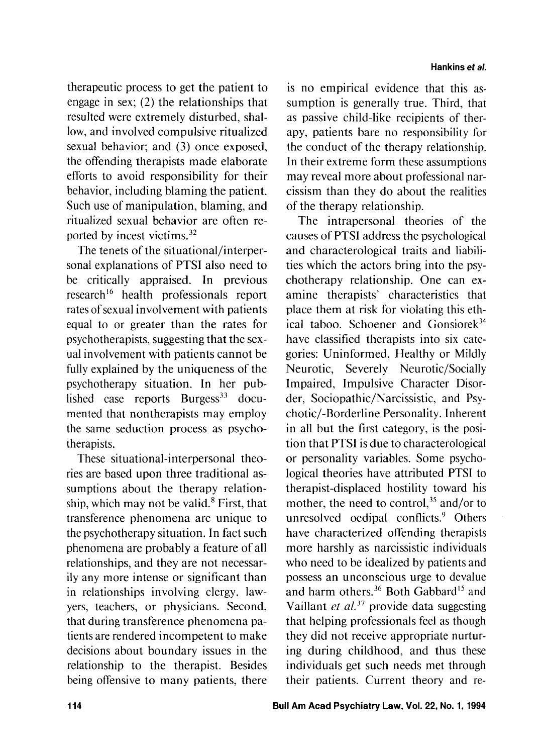therapeutic process to get the patient to engage in sex; (2) the relationships that resulted were extremely disturbed, shallow, and involved compulsive ritualized sexual behavior; and (3) once exposed, the offending therapists made elaborate efforts to avoid responsibility for their behavior, including blaming the patient. Such use of manipulation, blaming, and ritualized sexual behavior are often reported by incest victims.[32]

The tenets of the situational/interpersonal explanations of PTSI also need to be critically appraised. In previous research[16] health professionals report rates of sexual involvement with patients equal to or greater than the rates for psychotherapists, suggesting that the sexual involvement with patients cannot be fully explained by the uniqueness of the psychotherapy situation. In her published case reports Burgess[33] documented that nontherapists may employ the same seduction process as psychotherapists.

These situational-interpersonal theories are based upon three traditional assumptions about the therapy relationship, which may not be valid.[8] First, that transference phenomena are unique to the psychotherapy situation. In fact such phenomena are probably a feature of all relationships, and they are not necessarily any more intense or significant than in relationships involving clergy, lawyers, teachers, or physicians. Second, that during transference phenomena patients are rendered incompetent to make decisions about boundary issues in the relationship to the therapist. Besides being offensive to many patients, there is no empirical evidence that this assumption is generally true. Third, that as passive child-like recipients of therapy, patients bare no responsibility for the conduct of the therapy relationship. In their extreme form these assumptions may reveal more about professional narcissism than they do about the realities of the therapy relationship.

The intrapersonal theories of the causes of PTSI address the psychological and characterological traits and liabilities which the actors bring into the psychotherapy relationship. One can examine therapists' characteristics that place them at risk for violating this ethical taboo. Schoener and Gonsiorek[34] have classified therapists into six categories: Uninformed, Healthy or Mildly Neurotic, Severely Neurotic/Socially Impaired, Impulsive Character Disorder, Sociopathic/Narcissistic, and Psychotic/-Borderline Personality. Inherent in all but the first category, is the position that PTSI is due to characterological or personality variables. Some psychological theories have attributed PTSI to therapist-displaced hostility toward his mother, the need to control,[35] and/or to unresolved oedipal conflicts.[9] Others have characterized offending therapists more harshly as narcissistic individuals who need to be idealized by patients and possess an unconscious urge to devalue and harm others.[36] Both Gabbard[15] and Vaillant *et al.*[37] provide data suggesting that helping professionals feel as though they did not receive appropriate nurturing during childhood, and thus these individuals get such needs met through their patients. Current theory and re-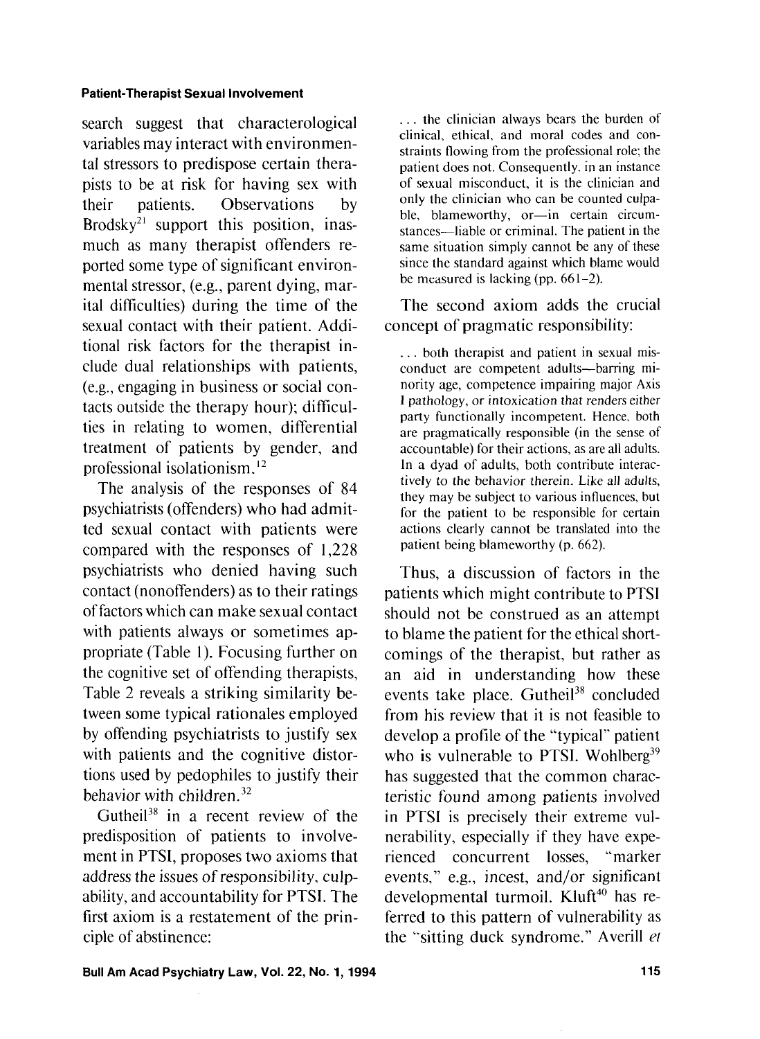search suggest that characterological variables may interact with environmental stressors to predispose certain therapists to be at risk for having sex with their patients. Observations by Brodsky[21] support this position, inasmuch as many therapist offenders reported some type of significant environmental stressor, (e.g., parent dying, marital difficulties) during the time of the sexual contact with their patient. Additional risk factors for the therapist include dual relationships with patients, (e.g., engaging in business or social contacts outside the therapy hour); difficulties in relating to women, differential treatment of patients by gender, and professional isolationism.[12]

The analysis of the responses of 84 psychiatrists (offenders) who had admitted sexual contact with patients were compared with the responses of 1,228 psychiatrists who denied having such contact (nonoffenders) as to their ratings of factors which can make sexual contact with patients always or sometimes appropriate (Table 1). Focusing further on the cognitive set of offending therapists, Table 2 reveals a striking similarity between some typical rationales employed by offending psychiatrists to justify sex with patients and the cognitive distortions used by pedophiles to justify their behavior with children.[32]

Gutheil[38] in a recent review of the predisposition of patients to involvement in PTSI, proposes two axioms that address the issues of responsibility, culpability, and accountability for PTSI. The first axiom is a restatement of the principle of abstinence:

> ... the clinician always bears the burden of clinical, ethical, and moral codes and constraints flowing from the professional role; the patient does not. Consequently, in an instance of sexual misconduct, it is the clinician and only the clinician who can be counted culpable, blameworthy, or—in certain circumstances—liable or criminal. The patient in the same situation simply cannot be any of these since the standard against which blame would be measured is lacking (pp. 661–2).

The second axiom adds the crucial concept of pragmatic responsibility:

> ... both therapist and patient in sexual misconduct are competent adults—barring minority age, competence impairing major Axis I pathology, or intoxication that renders either party functionally incompetent. Hence, both are pragmatically responsible (in the sense of accountable) for their actions, as are all adults. In a dyad of adults, both contribute interactively to the behavior therein. Like all adults, they may be subject to various influences, but for the patient to be responsible for certain actions clearly cannot be translated into the patient being blameworthy (p. 662).

Thus, a discussion of factors in the patients which might contribute to PTSI should not be construed as an attempt to blame the patient for the ethical shortcomings of the therapist, but rather as an aid in understanding how these events take place. Gutheil[38] concluded from his review that it is not feasible to develop a profile of the "typical" patient who is vulnerable to PTSI. Wohlberg[39] has suggested that the common characteristic found among patients involved in PTSI is precisely their extreme vulnerability, especially if they have experienced concurrent losses, "marker events," e.g., incest, and/or significant developmental turmoil. Kluft[40] has referred to this pattern of vulnerability as the "sitting duck syndrome." Averill *et*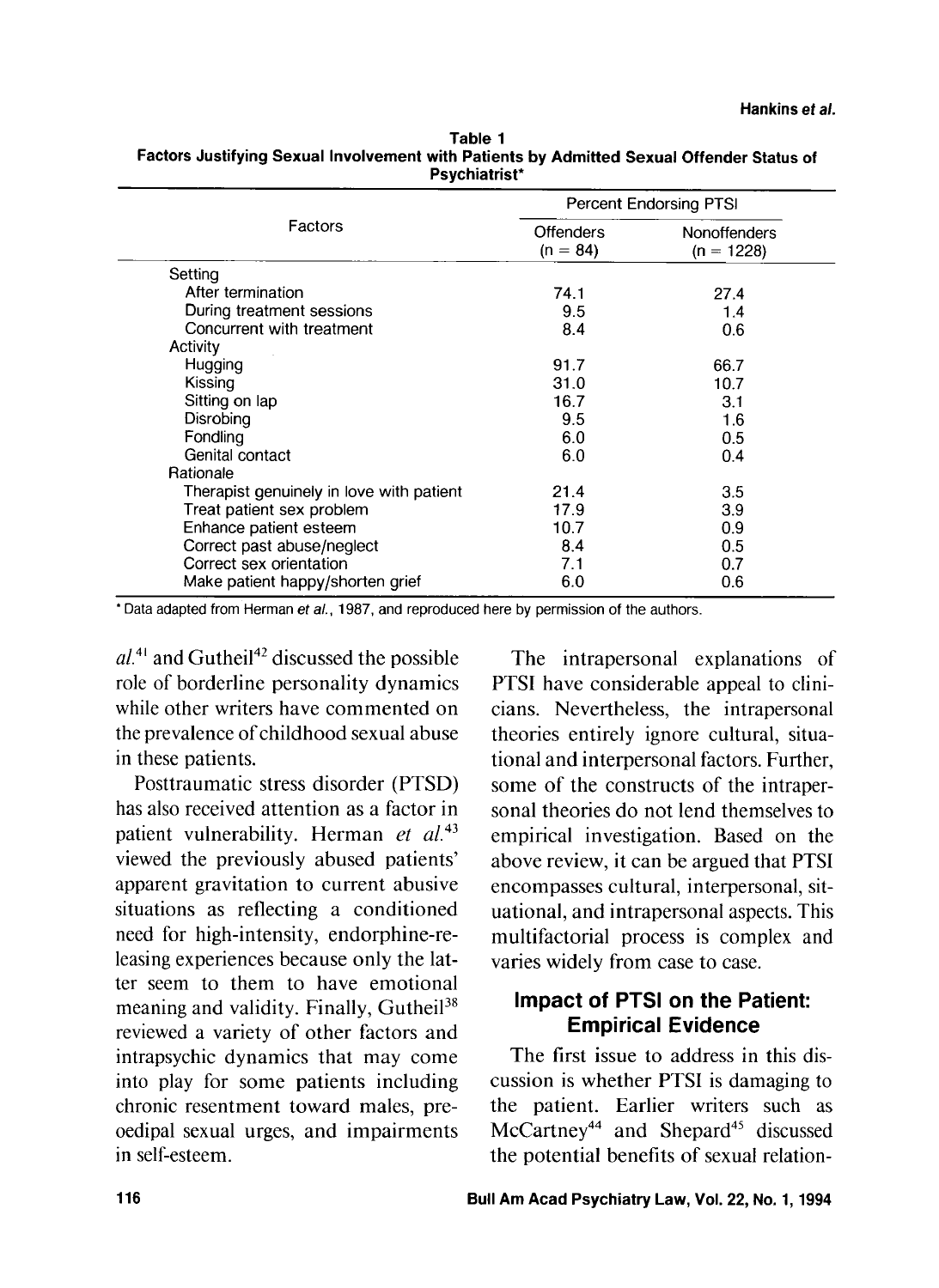**Table 1**
**Factors Justifying Sexual Involvement with Patients by Admitted Sexual Offender Status of Psychiatrist***

| Factors | Percent Endorsing PTSI | |
|---|---|---|
| | Offenders (n = 84) | Nonoffenders (n = 1228) |
| Setting | | |
| After termination | 74.1 | 27.4 |
| During treatment sessions | 9.5 | 1.4 |
| Concurrent with treatment | 8.4 | 0.6 |
| Activity | | |
| Hugging | 91.7 | 66.7 |
| Kissing | 31.0 | 10.7 |
| Sitting on lap | 16.7 | 3.1 |
| Disrobing | 9.5 | 1.6 |
| Fondling | 6.0 | 0.5 |
| Genital contact | 6.0 | 0.4 |
| Rationale | | |
| Therapist genuinely in love with patient | 21.4 | 3.5 |
| Treat patient sex problem | 17.9 | 3.9 |
| Enhance patient esteem | 10.7 | 0.9 |
| Correct past abuse/neglect | 8.4 | 0.5 |
| Correct sex orientation | 7.1 | 0.7 |
| Make patient happy/shorten grief | 6.0 | 0.6 |

* Data adapted from Herman *et al.*, 1987, and reproduced here by permission of the authors.

*al.*[41] and Gutheil[42] discussed the possible role of borderline personality dynamics while other writers have commented on the prevalence of childhood sexual abuse in these patients.

Posttraumatic stress disorder (PTSD) has also received attention as a factor in patient vulnerability. Herman *et al.*[43] viewed the previously abused patients' apparent gravitation to current abusive situations as reflecting a conditioned need for high-intensity, endorphine-releasing experiences because only the latter seem to them to have emotional meaning and validity. Finally, Gutheil[38] reviewed a variety of other factors and intrapsychic dynamics that may come into play for some patients including chronic resentment toward males, preoedipal sexual urges, and impairments in self-esteem.

The intrapersonal explanations of PTSI have considerable appeal to clinicians. Nevertheless, the intrapersonal theories entirely ignore cultural, situational and interpersonal factors. Further, some of the constructs of the intrapersonal theories do not lend themselves to empirical investigation. Based on the above review, it can be argued that PTSI encompasses cultural, interpersonal, situational, and intrapersonal aspects. This multifactorial process is complex and varies widely from case to case.

## Impact of PTSI on the Patient: Empirical Evidence

The first issue to address in this discussion is whether PTSI is damaging to the patient. Earlier writers such as McCartney[44] and Shepard[45] discussed the potential benefits of sexual relation-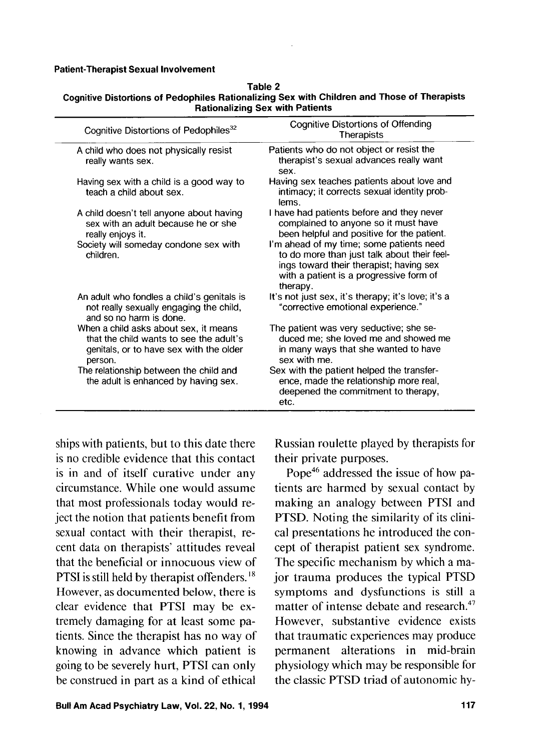**Table 2**
**Cognitive Distortions of Pedophiles Rationalizing Sex with Children and Those of Therapists Rationalizing Sex with Patients**

| Cognitive Distortions of Pedophiles[32] | Cognitive Distortions of Offending Therapists |
|---|---|
| A child who does not physically resist really wants sex. | Patients who do not object or resist the therapist's sexual advances really want sex. |
| Having sex with a child is a good way to teach a child about sex. | Having sex teaches patients about love and intimacy; it corrects sexual identity problems. |
| A child doesn't tell anyone about having sex with an adult because he or she really enjoys it. | I have had patients before and they never complained to anyone so it must have been helpful and positive for the patient. |
| Society will someday condone sex with children. | I'm ahead of my time; some patients need to do more than just talk about their feelings toward their therapist; having sex with a patient is a progressive form of therapy. |
| An adult who fondles a child's genitals is not really sexually engaging the child, and so no harm is done. | It's not just sex, it's therapy; it's love; it's a "corrective emotional experience." |
| When a child asks about sex, it means that the child wants to see the adult's genitals, or to have sex with the older person. | The patient was very seductive; she seduced me; she loved me and showed me in many ways that she wanted to have sex with me. |
| The relationship between the child and the adult is enhanced by having sex. | Sex with the patient helped the transference, made the relationship more real, deepened the commitment to therapy, etc. |

ships with patients, but to this date there is no credible evidence that this contact is in and of itself curative under any circumstance. While one would assume that most professionals today would reject the notion that patients benefit from sexual contact with their therapist, recent data on therapists' attitudes reveal that the beneficial or innocuous view of PTSI is still held by therapist offenders.[18] However, as documented below, there is clear evidence that PTSI may be extremely damaging for at least some patients. Since the therapist has no way of knowing in advance which patient is going to be severely hurt, PTSI can only be construed in part as a kind of ethical Russian roulette played by therapists for their private purposes.

Pope[46] addressed the issue of how patients are harmed by sexual contact by making an analogy between PTSI and PTSD. Noting the similarity of its clinical presentations he introduced the concept of therapist patient sex syndrome. The specific mechanism by which a major trauma produces the typical PTSD symptoms and dysfunctions is still a matter of intense debate and research.[47] However, substantive evidence exists that traumatic experiences may produce permanent alterations in mid-brain physiology which may be responsible for the classic PTSD triad of autonomic hy-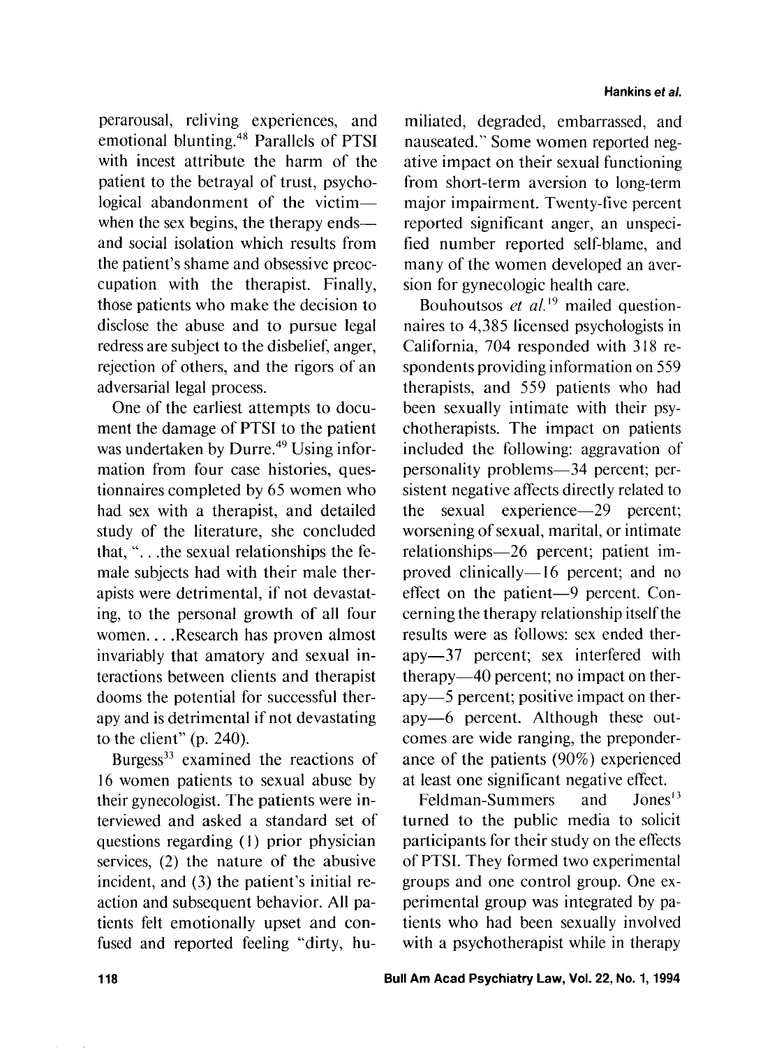perarousal, reliving experiences, and emotional blunting.[48] Parallels of PTSI with incest attribute the harm of the patient to the betrayal of trust, psychological abandonment of the victim—when the sex begins, the therapy ends—and social isolation which results from the patient's shame and obsessive preoccupation with the therapist. Finally, those patients who make the decision to disclose the abuse and to pursue legal redress are subject to the disbelief, anger, rejection of others, and the rigors of an adversarial legal process.

One of the earliest attempts to document the damage of PTSI to the patient was undertaken by Durre.[49] Using information from four case histories, questionnaires completed by 65 women who had sex with a therapist, and detailed study of the literature, she concluded that, ". . .the sexual relationships the female subjects had with their male therapists were detrimental, if not devastating, to the personal growth of all four women. . . .Research has proven almost invariably that amatory and sexual interactions between clients and therapist dooms the potential for successful therapy and is detrimental if not devastating to the client" (p. 240).

Burgess[33] examined the reactions of 16 women patients to sexual abuse by their gynecologist. The patients were interviewed and asked a standard set of questions regarding (1) prior physician services, (2) the nature of the abusive incident, and (3) the patient's initial reaction and subsequent behavior. All patients felt emotionally upset and confused and reported feeling "dirty, humiliated, degraded, embarrassed, and nauseated." Some women reported negative impact on their sexual functioning from short-term aversion to long-term major impairment. Twenty-five percent reported significant anger, an unspecified number reported self-blame, and many of the women developed an aversion for gynecologic health care.

Bouhoutsos *et al.*[19] mailed questionnaires to 4,385 licensed psychologists in California, 704 responded with 318 respondents providing information on 559 therapists, and 559 patients who had been sexually intimate with their psychotherapists. The impact on patients included the following: aggravation of personality problems—34 percent; persistent negative affects directly related to the sexual experience—29 percent; worsening of sexual, marital, or intimate relationships—26 percent; patient improved clinically—16 percent; and no effect on the patient—9 percent. Concerning the therapy relationship itself the results were as follows: sex ended therapy—37 percent; sex interfered with therapy—40 percent; no impact on therapy—5 percent; positive impact on therapy—6 percent. Although these outcomes are wide ranging, the preponderance of the patients (90%) experienced at least one significant negative effect.

Feldman-Summers and Jones[13] turned to the public media to solicit participants for their study on the effects of PTSI. They formed two experimental groups and one control group. One experimental group was integrated by patients who had been sexually involved with a psychotherapist while in therapy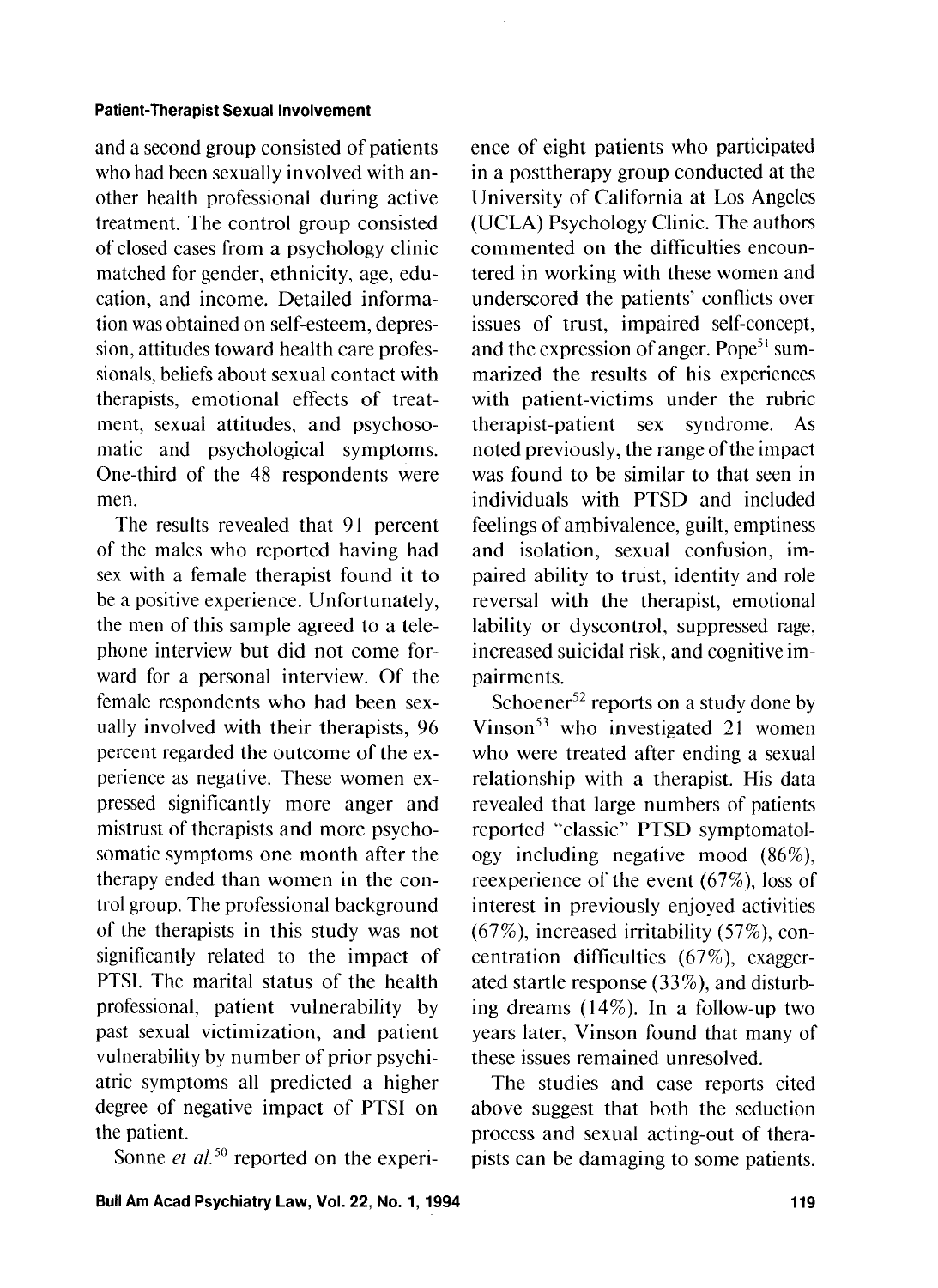and a second group consisted of patients who had been sexually involved with another health professional during active treatment. The control group consisted of closed cases from a psychology clinic matched for gender, ethnicity, age, education, and income. Detailed information was obtained on self-esteem, depression, attitudes toward health care professionals, beliefs about sexual contact with therapists, emotional effects of treatment, sexual attitudes, and psychosomatic and psychological symptoms. One-third of the 48 respondents were men.

The results revealed that 91 percent of the males who reported having had sex with a female therapist found it to be a positive experience. Unfortunately, the men of this sample agreed to a telephone interview but did not come forward for a personal interview. Of the female respondents who had been sexually involved with their therapists, 96 percent regarded the outcome of the experience as negative. These women expressed significantly more anger and mistrust of therapists and more psychosomatic symptoms one month after the therapy ended than women in the control group. The professional background of the therapists in this study was not significantly related to the impact of PTSI. The marital status of the health professional, patient vulnerability by past sexual victimization, and patient vulnerability by number of prior psychiatric symptoms all predicted a higher degree of negative impact of PTSI on the patient.

Sonne *et al.*[50] reported on the experience of eight patients who participated in a posttherapy group conducted at the University of California at Los Angeles (UCLA) Psychology Clinic. The authors commented on the difficulties encountered in working with these women and underscored the patients' conflicts over issues of trust, impaired self-concept, and the expression of anger. Pope[51] summarized the results of his experiences with patient-victims under the rubric therapist-patient sex syndrome. As noted previously, the range of the impact was found to be similar to that seen in individuals with PTSD and included feelings of ambivalence, guilt, emptiness and isolation, sexual confusion, impaired ability to trust, identity and role reversal with the therapist, emotional lability or dyscontrol, suppressed rage, increased suicidal risk, and cognitive impairments.

Schoener[52] reports on a study done by Vinson[53] who investigated 21 women who were treated after ending a sexual relationship with a therapist. His data revealed that large numbers of patients reported "classic" PTSD symptomatology including negative mood (86%), reexperience of the event (67%), loss of interest in previously enjoyed activities (67%), increased irritability (57%), concentration difficulties (67%), exaggerated startle response (33%), and disturbing dreams (14%). In a follow-up two years later, Vinson found that many of these issues remained unresolved.

The studies and case reports cited above suggest that both the seduction process and sexual acting-out of therapists can be damaging to some patients.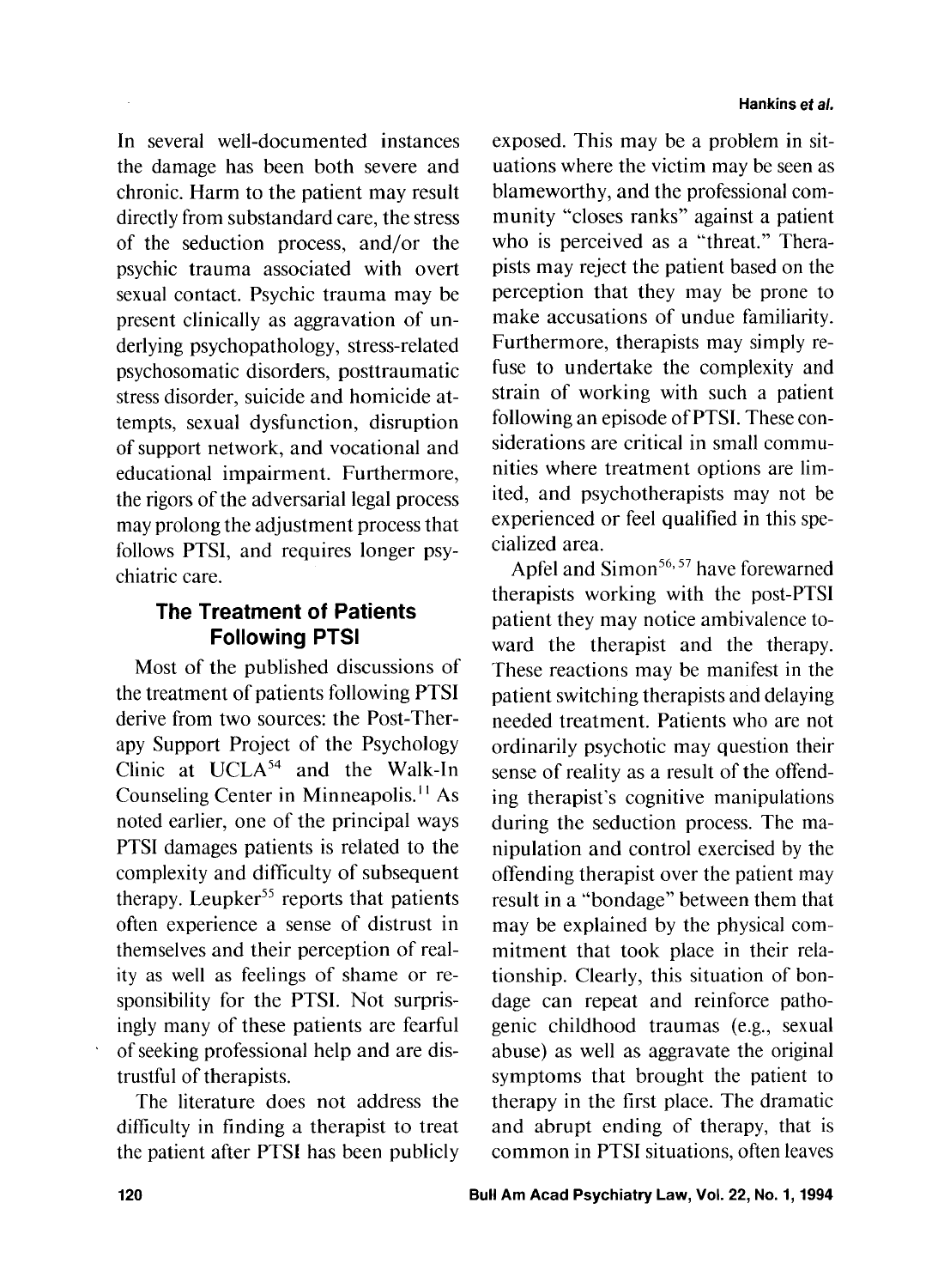In several well-documented instances the damage has been both severe and chronic. Harm to the patient may result directly from substandard care, the stress of the seduction process, and/or the psychic trauma associated with overt sexual contact. Psychic trauma may be present clinically as aggravation of underlying psychopathology, stress-related psychosomatic disorders, posttraumatic stress disorder, suicide and homicide attempts, sexual dysfunction, disruption of support network, and vocational and educational impairment. Furthermore, the rigors of the adversarial legal process may prolong the adjustment process that follows PTSI, and requires longer psychiatric care.

## The Treatment of Patients Following PTSI

Most of the published discussions of the treatment of patients following PTSI derive from two sources: the Post-Therapy Support Project of the Psychology Clinic at UCLA[54] and the Walk-In Counseling Center in Minneapolis.[11] As noted earlier, one of the principal ways PTSI damages patients is related to the complexity and difficulty of subsequent therapy. Leupker[55] reports that patients often experience a sense of distrust in themselves and their perception of reality as well as feelings of shame or responsibility for the PTSI. Not surprisingly many of these patients are fearful of seeking professional help and are distrustful of therapists.

The literature does not address the difficulty in finding a therapist to treat the patient after PTSI has been publicly exposed. This may be a problem in situations where the victim may be seen as blameworthy, and the professional community "closes ranks" against a patient who is perceived as a "threat." Therapists may reject the patient based on the perception that they may be prone to make accusations of undue familiarity. Furthermore, therapists may simply refuse to undertake the complexity and strain of working with such a patient following an episode of PTSI. These considerations are critical in small communities where treatment options are limited, and psychotherapists may not be experienced or feel qualified in this specialized area.

Apfel and Simon[56, 57] have forewarned therapists working with the post-PTSI patient they may notice ambivalence toward the therapist and the therapy. These reactions may be manifest in the patient switching therapists and delaying needed treatment. Patients who are not ordinarily psychotic may question their sense of reality as a result of the offending therapist's cognitive manipulations during the seduction process. The manipulation and control exercised by the offending therapist over the patient may result in a "bondage" between them that may be explained by the physical commitment that took place in their relationship. Clearly, this situation of bondage can repeat and reinforce pathogenic childhood traumas (e.g., sexual abuse) as well as aggravate the original symptoms that brought the patient to therapy in the first place. The dramatic and abrupt ending of therapy, that is common in PTSI situations, often leaves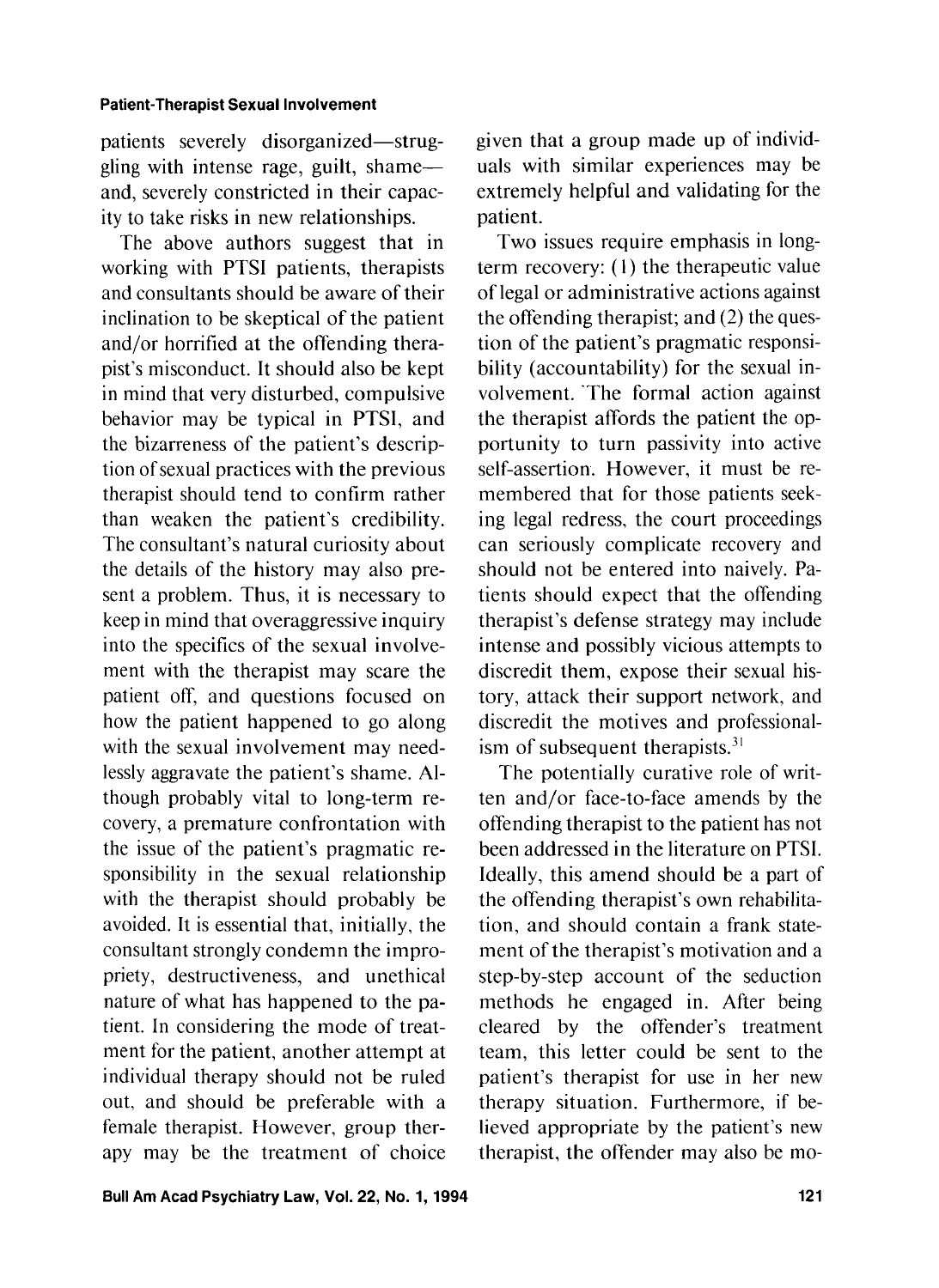patients severely disorganized—struggling with intense rage, guilt, shame—and, severely constricted in their capacity to take risks in new relationships.

The above authors suggest that in working with PTSI patients, therapists and consultants should be aware of their inclination to be skeptical of the patient and/or horrified at the offending therapist's misconduct. It should also be kept in mind that very disturbed, compulsive behavior may be typical in PTSI, and the bizarreness of the patient's description of sexual practices with the previous therapist should tend to confirm rather than weaken the patient's credibility. The consultant's natural curiosity about the details of the history may also present a problem. Thus, it is necessary to keep in mind that overaggressive inquiry into the specifics of the sexual involvement with the therapist may scare the patient off, and questions focused on how the patient happened to go along with the sexual involvement may needlessly aggravate the patient's shame. Although probably vital to long-term recovery, a premature confrontation with the issue of the patient's pragmatic responsibility in the sexual relationship with the therapist should probably be avoided. It is essential that, initially, the consultant strongly condemn the impropriety, destructiveness, and unethical nature of what has happened to the patient. In considering the mode of treatment for the patient, another attempt at individual therapy should not be ruled out, and should be preferable with a female therapist. However, group therapy may be the treatment of choice given that a group made up of individuals with similar experiences may be extremely helpful and validating for the patient.

Two issues require emphasis in long-term recovery: (1) the therapeutic value of legal or administrative actions against the offending therapist; and (2) the question of the patient's pragmatic responsibility (accountability) for the sexual involvement. The formal action against the therapist affords the patient the opportunity to turn passivity into active self-assertion. However, it must be remembered that for those patients seeking legal redress, the court proceedings can seriously complicate recovery and should not be entered into naively. Patients should expect that the offending therapist's defense strategy may include intense and possibly vicious attempts to discredit them, expose their sexual history, attack their support network, and discredit the motives and professionalism of subsequent therapists.[31]

The potentially curative role of written and/or face-to-face amends by the offending therapist to the patient has not been addressed in the literature on PTSI. Ideally, this amend should be a part of the offending therapist's own rehabilitation, and should contain a frank statement of the therapist's motivation and a step-by-step account of the seduction methods he engaged in. After being cleared by the offender's treatment team, this letter could be sent to the patient's therapist for use in her new therapy situation. Furthermore, if believed appropriate by the patient's new therapist, the offender may also be mo-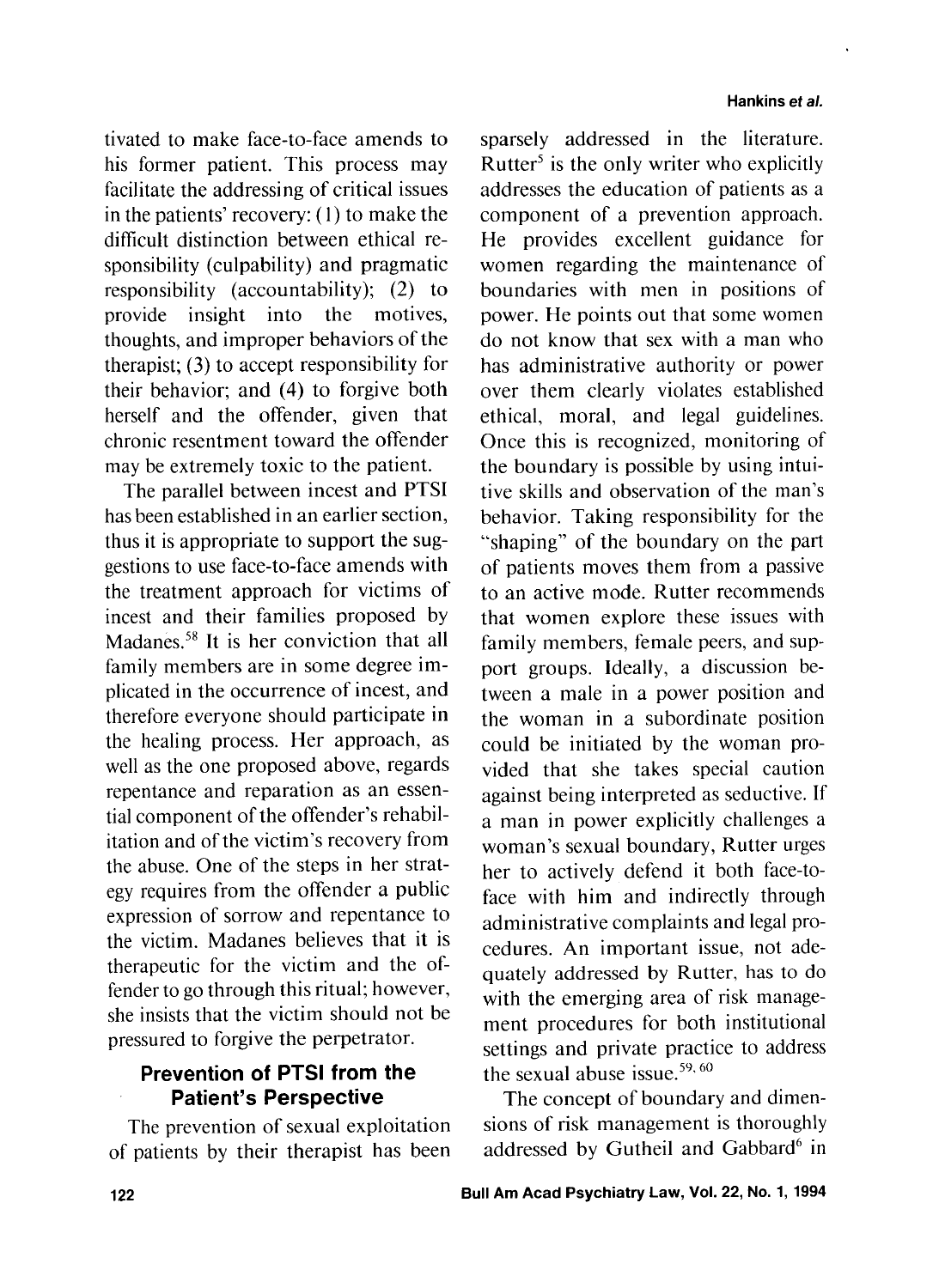tivated to make face-to-face amends to his former patient. This process may facilitate the addressing of critical issues in the patients' recovery: (1) to make the difficult distinction between ethical responsibility (culpability) and pragmatic responsibility (accountability); (2) to provide insight into the motives, thoughts, and improper behaviors of the therapist; (3) to accept responsibility for their behavior; and (4) to forgive both herself and the offender, given that chronic resentment toward the offender may be extremely toxic to the patient.

The parallel between incest and PTSI has been established in an earlier section, thus it is appropriate to support the suggestions to use face-to-face amends with the treatment approach for victims of incest and their families proposed by Madanes.[58] It is her conviction that all family members are in some degree implicated in the occurrence of incest, and therefore everyone should participate in the healing process. Her approach, as well as the one proposed above, regards repentance and reparation as an essential component of the offender's rehabilitation and of the victim's recovery from the abuse. One of the steps in her strategy requires from the offender a public expression of sorrow and repentance to the victim. Madanes believes that it is therapeutic for the victim and the offender to go through this ritual; however, she insists that the victim should not be pressured to forgive the perpetrator.

## Prevention of PTSI from the Patient's Perspective

The prevention of sexual exploitation of patients by their therapist has been sparsely addressed in the literature. Rutter[5] is the only writer who explicitly addresses the education of patients as a component of a prevention approach. He provides excellent guidance for women regarding the maintenance of boundaries with men in positions of power. He points out that some women do not know that sex with a man who has administrative authority or power over them clearly violates established ethical, moral, and legal guidelines. Once this is recognized, monitoring of the boundary is possible by using intuitive skills and observation of the man's behavior. Taking responsibility for the "shaping" of the boundary on the part of patients moves them from a passive to an active mode. Rutter recommends that women explore these issues with family members, female peers, and support groups. Ideally, a discussion between a male in a power position and the woman in a subordinate position could be initiated by the woman provided that she takes special caution against being interpreted as seductive. If a man in power explicitly challenges a woman's sexual boundary, Rutter urges her to actively defend it both face-to-face with him and indirectly through administrative complaints and legal procedures. An important issue, not adequately addressed by Rutter, has to do with the emerging area of risk management procedures for both institutional settings and private practice to address the sexual abuse issue.[59, 60]

The concept of boundary and dimensions of risk management is thoroughly addressed by Gutheil and Gabbard[6] in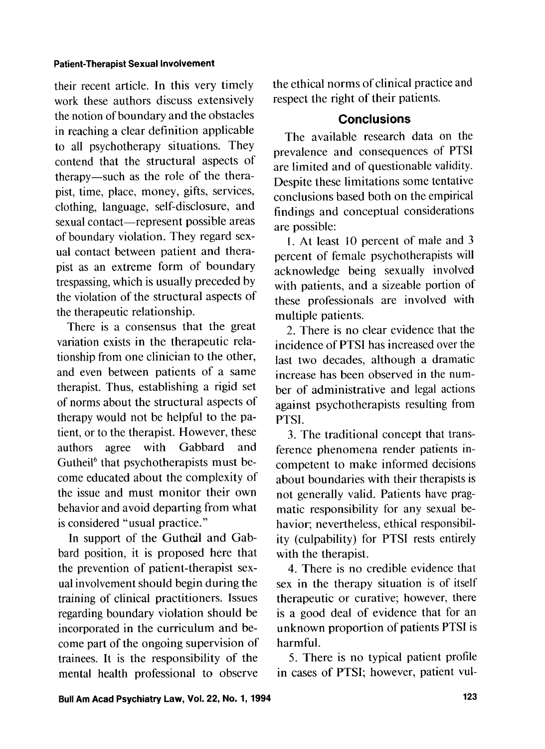their recent article. In this very timely work these authors discuss extensively the notion of boundary and the obstacles in reaching a clear definition applicable to all psychotherapy situations. They contend that the structural aspects of therapy—such as the role of the therapist, time, place, money, gifts, services, clothing, language, self-disclosure, and sexual contact—represent possible areas of boundary violation. They regard sexual contact between patient and therapist as an extreme form of boundary trespassing, which is usually preceded by the violation of the structural aspects of the therapeutic relationship.

There is a consensus that the great variation exists in the therapeutic relationship from one clinician to the other, and even between patients of a same therapist. Thus, establishing a rigid set of norms about the structural aspects of therapy would not be helpful to the patient, or to the therapist. However, these authors agree with Gabbard and Gutheil[6] that psychotherapists must become educated about the complexity of the issue and must monitor their own behavior and avoid departing from what is considered "usual practice."

In support of the Gutheil and Gabbard position, it is proposed here that the prevention of patient-therapist sexual involvement should begin during the training of clinical practitioners. Issues regarding boundary violation should be incorporated in the curriculum and become part of the ongoing supervision of trainees. It is the responsibility of the mental health professional to observe the ethical norms of clinical practice and respect the right of their patients.

## Conclusions

The available research data on the prevalence and consequences of PTSI are limited and of questionable validity. Despite these limitations some tentative conclusions based both on the empirical findings and conceptual considerations are possible:

1. At least 10 percent of male and 3 percent of female psychotherapists will acknowledge being sexually involved with patients, and a sizeable portion of these professionals are involved with multiple patients.

2. There is no clear evidence that the incidence of PTSI has increased over the last two decades, although a dramatic increase has been observed in the number of administrative and legal actions against psychotherapists resulting from PTSI.

3. The traditional concept that transference phenomena render patients incompetent to make informed decisions about boundaries with their therapists is not generally valid. Patients have pragmatic responsibility for any sexual behavior; nevertheless, ethical responsibility (culpability) for PTSI rests entirely with the therapist.

4. There is no credible evidence that sex in the therapy situation is of itself therapeutic or curative; however, there is a good deal of evidence that for an unknown proportion of patients PTSI is harmful.

5. There is no typical patient profile in cases of PTSI; however, patient vul-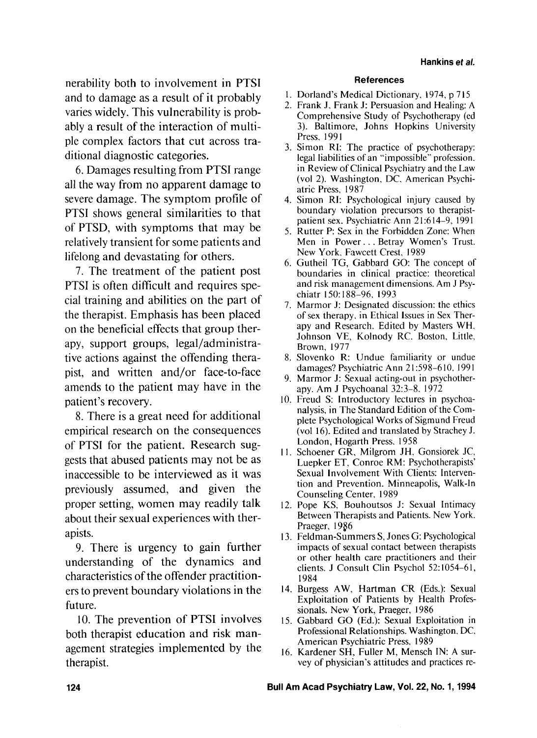nerability both to involvement in PTSI and to damage as a result of it probably varies widely. This vulnerability is probably a result of the interaction of multiple complex factors that cut across traditional diagnostic categories.

6. Damages resulting from PTSI range all the way from no apparent damage to severe damage. The symptom profile of PTSI shows general similarities to that of PTSD, with symptoms that may be relatively transient for some patients and lifelong and devastating for others.

7. The treatment of the patient post PTSI is often difficult and requires special training and abilities on the part of the therapist. Emphasis has been placed on the beneficial effects that group therapy, support groups, legal/administrative actions against the offending therapist, and written and/or face-to-face amends to the patient may have in the patient's recovery.

8. There is a great need for additional empirical research on the consequences of PTSI for the patient. Research suggests that abused patients may not be as inaccessible to be interviewed as it was previously assumed, and given the proper setting, women may readily talk about their sexual experiences with therapists.

9. There is urgency to gain further understanding of the dynamics and characteristics of the offender practitioners to prevent boundary violations in the future.

10. The prevention of PTSI involves both therapist education and risk management strategies implemented by the therapist.

## References

1. Dorland's Medical Dictionary, 1974, p 715
2. Frank J, Frank J: Persuasion and Healing: A Comprehensive Study of Psychotherapy (ed 3). Baltimore, Johns Hopkins University Press, 1991
3. Simon RI: The practice of psychotherapy: legal liabilities of an "impossible" profession, in Review of Clinical Psychiatry and the Law (vol 2). Washington, DC, American Psychiatric Press, 1987
4. Simon RI: Psychological injury caused by boundary violation precursors to therapist-patient sex. Psychiatric Ann 21:614–9, 1991
5. Rutter P: Sex in the Forbidden Zone: When Men in Power . . . Betray Women's Trust. New York, Fawcett Crest, 1989
6. Gutheil TG, Gabbard GO: The concept of boundaries in clinical practice: theoretical and risk management dimensions. Am J Psychiatr 150:188–96, 1993
7. Marmor J: Designated discussion: the ethics of sex therapy, in Ethical Issues in Sex Therapy and Research. Edited by Masters WH, Johnson VE, Kolnody RC. Boston, Little, Brown, 1977
8. Slovenko R: Undue familiarity or undue damages? Psychiatric Ann 21:598–610, 1991
9. Marmor J: Sexual acting-out in psychotherapy. Am J Psychoanal 32:3–8, 1972
10. Freud S: Introductory lectures in psychoanalysis, in The Standard Edition of the Complete Psychological Works of Sigmund Freud (vol 16). Edited and translated by Strachey J. London, Hogarth Press, 1958
11. Schoener GR, Milgrom JH, Gonsiorek JC, Luepker ET, Conroe RM: Psychotherapists' Sexual Involvement With Clients: Intervention and Prevention. Minneapolis, Walk-In Counseling Center, 1989
12. Pope KS, Bouhoutsos J: Sexual Intimacy Between Therapists and Patients. New York, Praeger, 1986
13. Feldman-Summers S, Jones G: Psychological impacts of sexual contact between therapists or other health care practitioners and their clients. J Consult Clin Psychol 52:1054–61, 1984
14. Burgess AW, Hartman CR (Eds.): Sexual Exploitation of Patients by Health Professionals. New York, Praeger, 1986
15. Gabbard GO (Ed.): Sexual Exploitation in Professional Relationships. Washington, DC, American Psychiatric Press, 1989
16. Kardener SH, Fuller M, Mensch IN: A survey of physician's attitudes and practices re-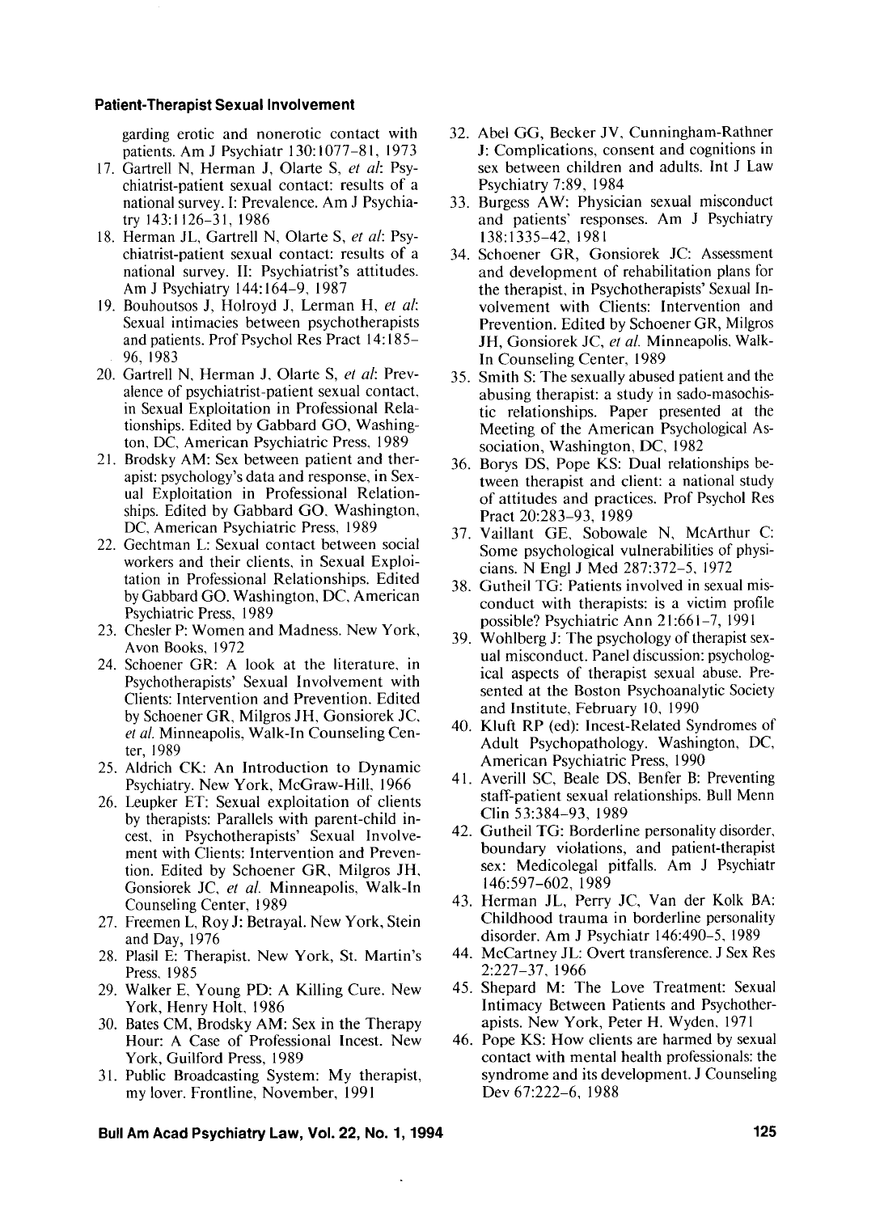garding erotic and nonerotic contact with patients. Am J Psychiatr 130:1077–81, 1973

17. Gartrell N, Herman J, Olarte S, *et al*: Psychiatrist-patient sexual contact: results of a national survey. I: Prevalence. Am J Psychiatry 143:1126–31, 1986
18. Herman JL, Gartrell N, Olarte S, *et al*: Psychiatrist-patient sexual contact: results of a national survey. II: Psychiatrist's attitudes. Am J Psychiatry 144:164–9, 1987
19. Bouhoutsos J, Holroyd J, Lerman H, *et al*: Sexual intimacies between psychotherapists and patients. Prof Psychol Res Pract 14:185–96, 1983
20. Gartrell N, Herman J, Olarte S, *et al*: Prevalence of psychiatrist-patient sexual contact, in Sexual Exploitation in Professional Relationships. Edited by Gabbard GO, Washington, DC, American Psychiatric Press, 1989
21. Brodsky AM: Sex between patient and therapist: psychology's data and response, in Sexual Exploitation in Professional Relationships. Edited by Gabbard GO. Washington, DC, American Psychiatric Press, 1989
22. Gechtman L: Sexual contact between social workers and their clients, in Sexual Exploitation in Professional Relationships. Edited by Gabbard GO. Washington, DC, American Psychiatric Press, 1989
23. Chesler P: Women and Madness. New York, Avon Books, 1972
24. Schoener GR: A look at the literature, in Psychotherapists' Sexual Involvement with Clients: Intervention and Prevention. Edited by Schoener GR, Milgros JH, Gonsiorek JC, *et al.* Minneapolis, Walk-In Counseling Center, 1989
25. Aldrich CK: An Introduction to Dynamic Psychiatry. New York, McGraw-Hill, 1966
26. Leupker ET: Sexual exploitation of clients by therapists: Parallels with parent-child incest, in Psychotherapists' Sexual Involvement with Clients: Intervention and Prevention. Edited by Schoener GR, Milgros JH, Gonsiorek JC, *et al.* Minneapolis, Walk-In Counseling Center, 1989
27. Freemen L, Roy J: Betrayal. New York, Stein and Day, 1976
28. Plasil E: Therapist. New York, St. Martin's Press, 1985
29. Walker E, Young PD: A Killing Cure. New York, Henry Holt, 1986
30. Bates CM, Brodsky AM: Sex in the Therapy Hour: A Case of Professional Incest. New York, Guilford Press, 1989
31. Public Broadcasting System: My therapist, my lover. Frontline, November, 1991
32. Abel GG, Becker JV, Cunningham-Rathner J: Complications, consent and cognitions in sex between children and adults. Int J Law Psychiatry 7:89, 1984
33. Burgess AW: Physician sexual misconduct and patients' responses. Am J Psychiatry 138:1335–42, 1981
34. Schoener GR, Gonsiorek JC: Assessment and development of rehabilitation plans for the therapist, in Psychotherapists' Sexual Involvement with Clients: Intervention and Prevention. Edited by Schoener GR, Milgros JH, Gonsiorek JC, *et al.* Minneapolis, Walk-In Counseling Center, 1989
35. Smith S: The sexually abused patient and the abusing therapist: a study in sado-masochistic relationships. Paper presented at the Meeting of the American Psychological Association, Washington, DC, 1982
36. Borys DS, Pope KS: Dual relationships between therapist and client: a national study of attitudes and practices. Prof Psychol Res Pract 20:283–93, 1989
37. Vaillant GE, Sobowale N, McArthur C: Some psychological vulnerabilities of physicians. N Engl J Med 287:372–5, 1972
38. Gutheil TG: Patients involved in sexual misconduct with therapists: is a victim profile possible? Psychiatric Ann 21:661–7, 1991
39. Wohlberg J: The psychology of therapist sexual misconduct. Panel discussion: psychological aspects of therapist sexual abuse. Presented at the Boston Psychoanalytic Society and Institute, February 10, 1990
40. Kluft RP (ed): Incest-Related Syndromes of Adult Psychopathology. Washington, DC, American Psychiatric Press, 1990
41. Averill SC, Beale DS, Benfer B: Preventing staff-patient sexual relationships. Bull Menn Clin 53:384–93, 1989
42. Gutheil TG: Borderline personality disorder, boundary violations, and patient-therapist sex: Medicolegal pitfalls. Am J Psychiatr 146:597–602, 1989
43. Herman JL, Perry JC, Van der Kolk BA: Childhood trauma in borderline personality disorder. Am J Psychiatr 146:490–5, 1989
44. McCartney JL: Overt transference. J Sex Res 2:227–37, 1966
45. Shepard M: The Love Treatment: Sexual Intimacy Between Patients and Psychotherapists. New York, Peter H. Wyden, 1971
46. Pope KS: How clients are harmed by sexual contact with mental health professionals: the syndrome and its development. J Counseling Dev 67:222–6, 1988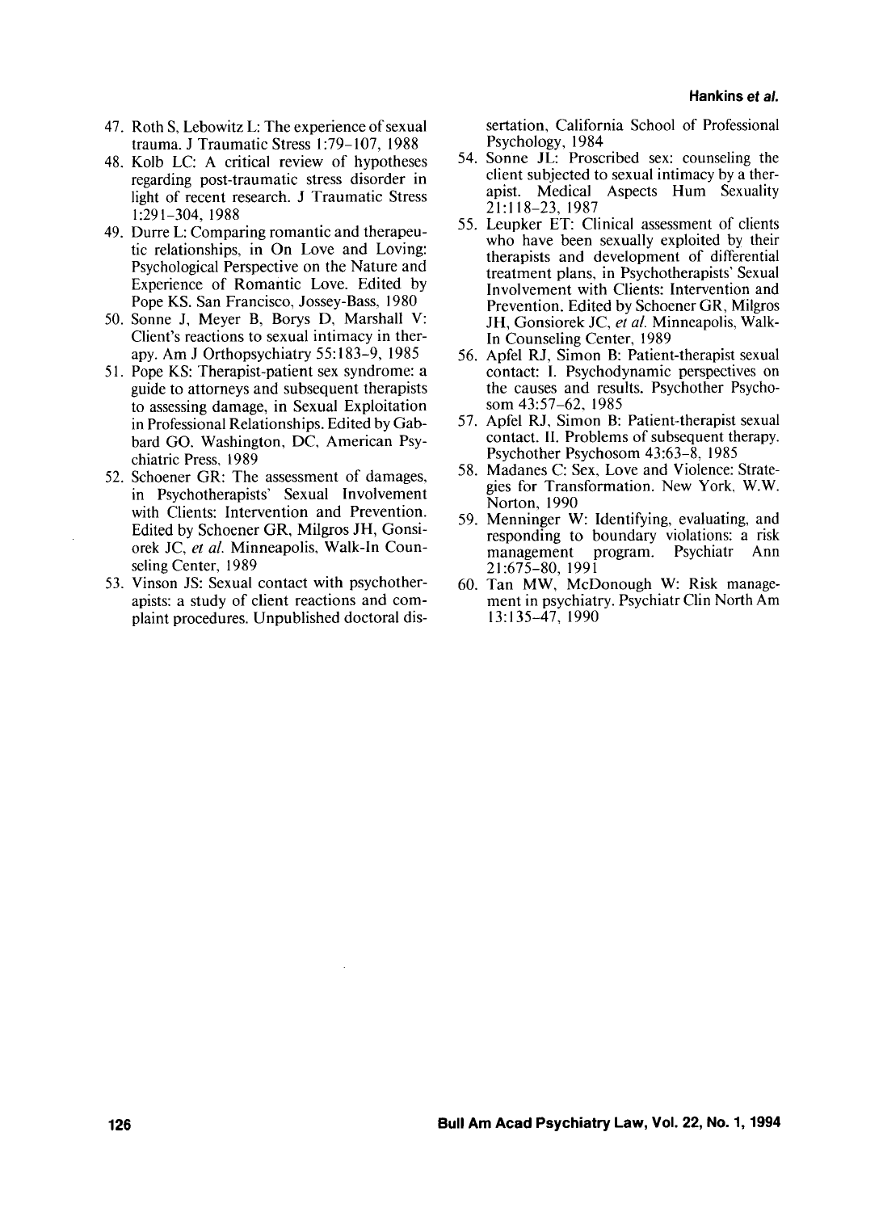47. Roth S, Lebowitz L: The experience of sexual trauma. J Traumatic Stress 1:79–107, 1988
48. Kolb LC: A critical review of hypotheses regarding post-traumatic stress disorder in light of recent research. J Traumatic Stress 1:291–304, 1988
49. Durre L: Comparing romantic and therapeutic relationships, in On Love and Loving: Psychological Perspective on the Nature and Experience of Romantic Love. Edited by Pope KS. San Francisco, Jossey-Bass, 1980
50. Sonne J, Meyer B, Borys D, Marshall V: Client's reactions to sexual intimacy in therapy. Am J Orthopsychiatry 55:183–9, 1985
51. Pope KS: Therapist-patient sex syndrome: a guide to attorneys and subsequent therapists to assessing damage, in Sexual Exploitation in Professional Relationships. Edited by Gabbard GO. Washington, DC, American Psychiatric Press, 1989
52. Schoener GR: The assessment of damages, in Psychotherapists' Sexual Involvement with Clients: Intervention and Prevention. Edited by Schoener GR, Milgros JH, Gonsiorek JC, *et al.* Minneapolis, Walk-In Counseling Center, 1989
53. Vinson JS: Sexual contact with psychotherapists: a study of client reactions and complaint procedures. Unpublished doctoral dissertation, California School of Professional Psychology, 1984
54. Sonne JL: Proscribed sex: counseling the client subjected to sexual intimacy by a therapist. Medical Aspects Hum Sexuality 21:118–23, 1987
55. Leupker ET: Clinical assessment of clients who have been sexually exploited by their therapists and development of differential treatment plans, in Psychotherapists' Sexual Involvement with Clients: Intervention and Prevention. Edited by Schoener GR, Milgros JH, Gonsiorek JC, *et al.* Minneapolis, Walk-In Counseling Center, 1989
56. Apfel RJ, Simon B: Patient-therapist sexual contact: I. Psychodynamic perspectives on the causes and results. Psychother Psychosom 43:57–62, 1985
57. Apfel RJ, Simon B: Patient-therapist sexual contact. II. Problems of subsequent therapy. Psychother Psychosom 43:63–8, 1985
58. Madanes C: Sex, Love and Violence: Strategies for Transformation. New York, W.W. Norton, 1990
59. Menninger W: Identifying, evaluating, and responding to boundary violations: a risk management program. Psychiatr Ann 21:675–80, 1991
60. Tan MW, McDonough W: Risk management in psychiatry. Psychiatr Clin North Am 13:135–47, 1990